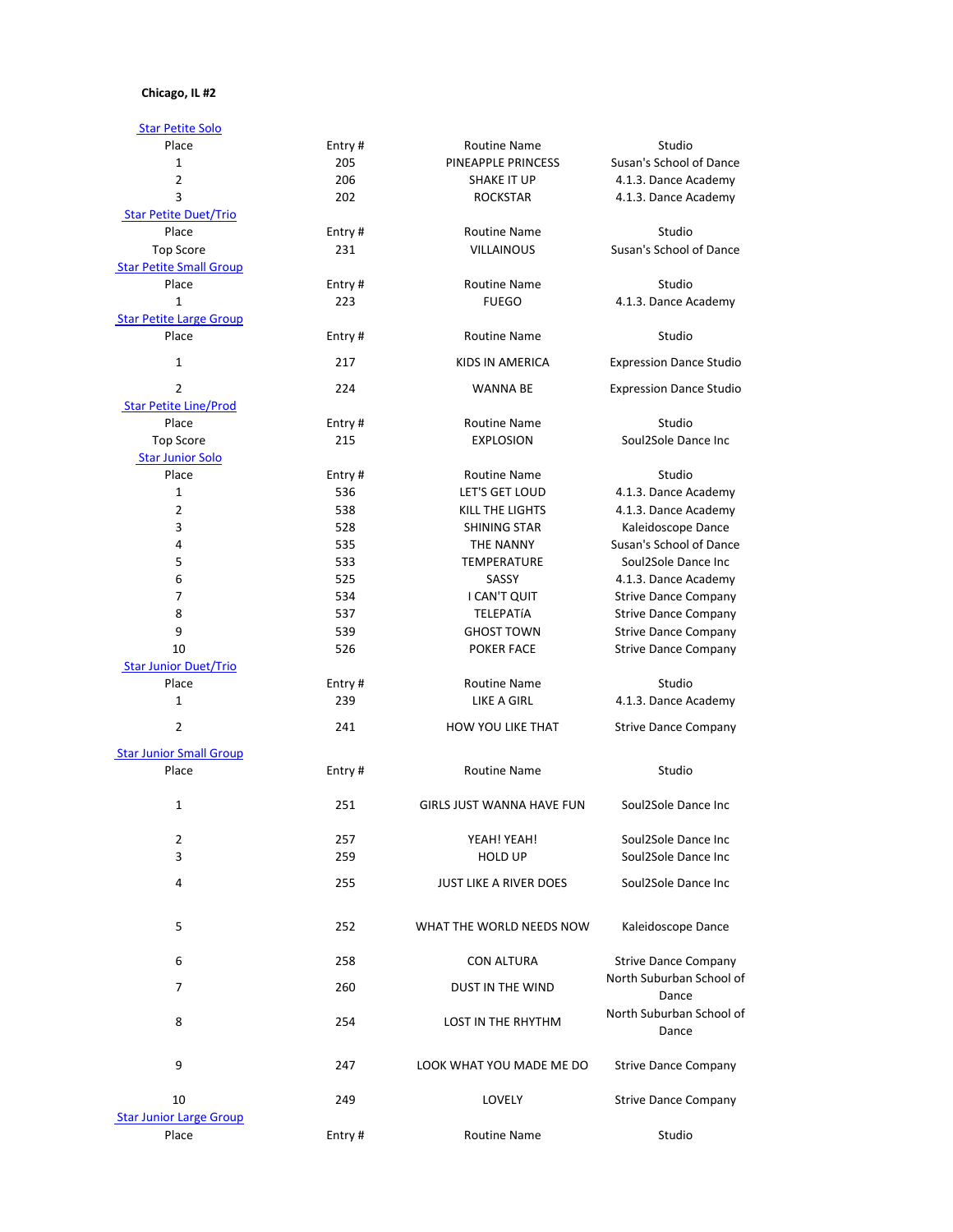**Chicago, IL #2**

### Star Petite Solo

| Place | Entry # | Routine Name | Studio |
|---|---|---|---|
| 1 | 205 | PINEAPPLE PRINCESS | Susan's School of Dance |
| 2 | 206 | SHAKE IT UP | 4.1.3. Dance Academy |
| 3 | 202 | ROCKSTAR | 4.1.3. Dance Academy |

### Star Petite Duet/Trio

| Place | Entry # | Routine Name | Studio |
|---|---|---|---|
| Top Score | 231 | VILLAINOUS | Susan's School of Dance |

### Star Petite Small Group

| Place | Entry # | Routine Name | Studio |
|---|---|---|---|
| 1 | 223 | FUEGO | 4.1.3. Dance Academy |

### Star Petite Large Group

| Place | Entry # | Routine Name | Studio |
|---|---|---|---|
| 1 | 217 | KIDS IN AMERICA | Expression Dance Studio |
| 2 | 224 | WANNA BE | Expression Dance Studio |

### Star Petite Line/Prod

| Place | Entry # | Routine Name | Studio |
|---|---|---|---|
| Top Score | 215 | EXPLOSION | Soul2Sole Dance Inc |

### Star Junior Solo

| Place | Entry # | Routine Name | Studio |
|---|---|---|---|
| 1 | 536 | LET'S GET LOUD | 4.1.3. Dance Academy |
| 2 | 538 | KILL THE LIGHTS | 4.1.3. Dance Academy |
| 3 | 528 | SHINING STAR | Kaleidoscope Dance |
| 4 | 535 | THE NANNY | Susan's School of Dance |
| 5 | 533 | TEMPERATURE | Soul2Sole Dance Inc |
| 6 | 525 | SASSY | 4.1.3. Dance Academy |
| 7 | 534 | I CAN'T QUIT | Strive Dance Company |
| 8 | 537 | TELEPATÍA | Strive Dance Company |
| 9 | 539 | GHOST TOWN | Strive Dance Company |
| 10 | 526 | POKER FACE | Strive Dance Company |

### Star Junior Duet/Trio

| Place | Entry # | Routine Name | Studio |
|---|---|---|---|
| 1 | 239 | LIKE A GIRL | 4.1.3. Dance Academy |
| 2 | 241 | HOW YOU LIKE THAT | Strive Dance Company |

### Star Junior Small Group

| Place | Entry # | Routine Name | Studio |
|---|---|---|---|
| 1 | 251 | GIRLS JUST WANNA HAVE FUN | Soul2Sole Dance Inc |
| 2 | 257 | YEAH! YEAH! | Soul2Sole Dance Inc |
| 3 | 259 | HOLD UP | Soul2Sole Dance Inc |
| 4 | 255 | JUST LIKE A RIVER DOES | Soul2Sole Dance Inc |
| 5 | 252 | WHAT THE WORLD NEEDS NOW | Kaleidoscope Dance |
| 6 | 258 | CON ALTURA | Strive Dance Company |
| 7 | 260 | DUST IN THE WIND | North Suburban School of Dance |
| 8 | 254 | LOST IN THE RHYTHM | North Suburban School of Dance |
| 9 | 247 | LOOK WHAT YOU MADE ME DO | Strive Dance Company |
| 10 | 249 | LOVELY | Strive Dance Company |

### Star Junior Large Group

| Place | Entry # | Routine Name | Studio |
|---|---|---|---|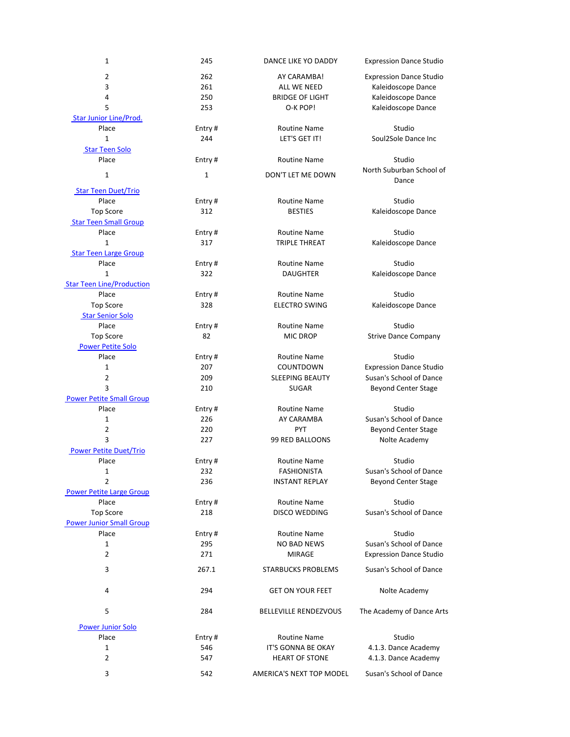| 1 | 245 | DANCE LIKE YO DADDY | Expression Dance Studio |
|---|---|---|---|
| 2 | 262 | AY CARAMBA! | Expression Dance Studio |
| 3 | 261 | ALL WE NEED | Kaleidoscope Dance |
| 4 | 250 | BRIDGE OF LIGHT | Kaleidoscope Dance |
| 5 | 253 | O-K POP! | Kaleidoscope Dance |

### Star Junior Line/Prod.

| Place | Entry # | Routine Name | Studio |
|---|---|---|---|
| 1 | 244 | LET'S GET IT! | Soul2Sole Dance Inc |

### Star Teen Solo

| Place | Entry # | Routine Name | Studio |
|---|---|---|---|
| 1 | 1 | DON'T LET ME DOWN | North Suburban School of Dance |

### Star Teen Duet/Trio

| Place | Entry # | Routine Name | Studio |
|---|---|---|---|
| Top Score | 312 | BESTIES | Kaleidoscope Dance |

### Star Teen Small Group

| Place | Entry # | Routine Name | Studio |
|---|---|---|---|
| 1 | 317 | TRIPLE THREAT | Kaleidoscope Dance |

### Star Teen Large Group

| Place | Entry # | Routine Name | Studio |
|---|---|---|---|
| 1 | 322 | DAUGHTER | Kaleidoscope Dance |

### Star Teen Line/Production

| Place | Entry # | Routine Name | Studio |
|---|---|---|---|
| Top Score | 328 | ELECTRO SWING | Kaleidoscope Dance |

### Star Senior Solo

| Place | Entry # | Routine Name | Studio |
|---|---|---|---|
| Top Score | 82 | MIC DROP | Strive Dance Company |

### Power Petite Solo

| Place | Entry # | Routine Name | Studio |
|---|---|---|---|
| 1 | 207 | COUNTDOWN | Expression Dance Studio |
| 2 | 209 | SLEEPING BEAUTY | Susan's School of Dance |
| 3 | 210 | SUGAR | Beyond Center Stage |

### Power Petite Small Group

| Place | Entry # | Routine Name | Studio |
|---|---|---|---|
| 1 | 226 | AY CARAMBA | Susan's School of Dance |
| 2 | 220 | PYT | Beyond Center Stage |
| 3 | 227 | 99 RED BALLOONS | Nolte Academy |

### Power Petite Duet/Trio

| Place | Entry # | Routine Name | Studio |
|---|---|---|---|
| 1 | 232 | FASHIONISTA | Susan's School of Dance |
| 2 | 236 | INSTANT REPLAY | Beyond Center Stage |

### Power Petite Large Group

| Place | Entry # | Routine Name | Studio |
|---|---|---|---|
| Top Score | 218 | DISCO WEDDING | Susan's School of Dance |

### Power Junior Small Group

| Place | Entry # | Routine Name | Studio |
|---|---|---|---|
| 1 | 295 | NO BAD NEWS | Susan's School of Dance |
| 2 | 271 | MIRAGE | Expression Dance Studio |
| 3 | 267.1 | STARBUCKS PROBLEMS | Susan's School of Dance |
| 4 | 294 | GET ON YOUR FEET | Nolte Academy |
| 5 | 284 | BELLEVILLE RENDEZVOUS | The Academy of Dance Arts |

### Power Junior Solo

| Place | Entry # | Routine Name | Studio |
|---|---|---|---|
| 1 | 546 | IT'S GONNA BE OKAY | 4.1.3. Dance Academy |
| 2 | 547 | HEART OF STONE | 4.1.3. Dance Academy |
| 3 | 542 | AMERICA'S NEXT TOP MODEL | Susan's School of Dance |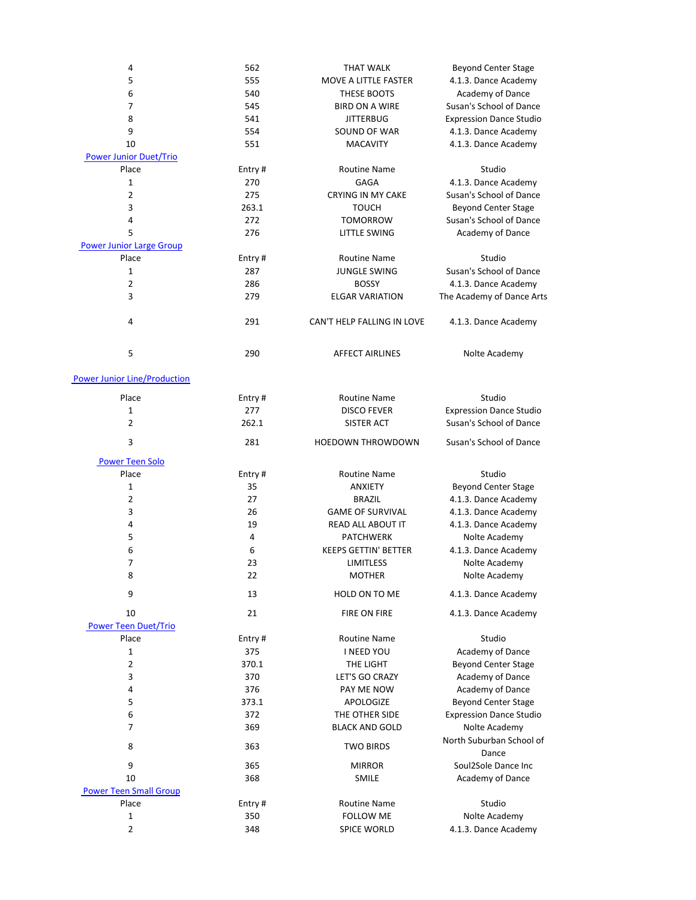| Place | Entry # | Routine Name | Studio |
|---|---|---|---|
| 4 | 562 | THAT WALK | Beyond Center Stage |
| 5 | 555 | MOVE A LITTLE FASTER | 4.1.3. Dance Academy |
| 6 | 540 | THESE BOOTS | Academy of Dance |
| 7 | 545 | BIRD ON A WIRE | Susan's School of Dance |
| 8 | 541 | JITTERBUG | Expression Dance Studio |
| 9 | 554 | SOUND OF WAR | 4.1.3. Dance Academy |
| 10 | 551 | MACAVITY | 4.1.3. Dance Academy |

### Power Junior Duet/Trio

| Place | Entry # | Routine Name | Studio |
|---|---|---|---|
| 1 | 270 | GAGA | 4.1.3. Dance Academy |
| 2 | 275 | CRYING IN MY CAKE | Susan's School of Dance |
| 3 | 263.1 | TOUCH | Beyond Center Stage |
| 4 | 272 | TOMORROW | Susan's School of Dance |
| 5 | 276 | LITTLE SWING | Academy of Dance |

### Power Junior Large Group

| Place | Entry # | Routine Name | Studio |
|---|---|---|---|
| 1 | 287 | JUNGLE SWING | Susan's School of Dance |
| 2 | 286 | BOSSY | 4.1.3. Dance Academy |
| 3 | 279 | ELGAR VARIATION | The Academy of Dance Arts |
| 4 | 291 | CAN'T HELP FALLING IN LOVE | 4.1.3. Dance Academy |
| 5 | 290 | AFFECT AIRLINES | Nolte Academy |

### Power Junior Line/Production

| Place | Entry # | Routine Name | Studio |
|---|---|---|---|
| 1 | 277 | DISCO FEVER | Expression Dance Studio |
| 2 | 262.1 | SISTER ACT | Susan's School of Dance |
| 3 | 281 | HOEDOWN THROWDOWN | Susan's School of Dance |

### Power Teen Solo

| Place | Entry # | Routine Name | Studio |
|---|---|---|---|
| 1 | 35 | ANXIETY | Beyond Center Stage |
| 2 | 27 | BRAZIL | 4.1.3. Dance Academy |
| 3 | 26 | GAME OF SURVIVAL | 4.1.3. Dance Academy |
| 4 | 19 | READ ALL ABOUT IT | 4.1.3. Dance Academy |
| 5 | 4 | PATCHWERK | Nolte Academy |
| 6 | 6 | KEEPS GETTIN' BETTER | 4.1.3. Dance Academy |
| 7 | 23 | LIMITLESS | Nolte Academy |
| 8 | 22 | MOTHER | Nolte Academy |
| 9 | 13 | HOLD ON TO ME | 4.1.3. Dance Academy |
| 10 | 21 | FIRE ON FIRE | 4.1.3. Dance Academy |

### Power Teen Duet/Trio

| Place | Entry # | Routine Name | Studio |
|---|---|---|---|
| 1 | 375 | I NEED YOU | Academy of Dance |
| 2 | 370.1 | THE LIGHT | Beyond Center Stage |
| 3 | 370 | LET'S GO CRAZY | Academy of Dance |
| 4 | 376 | PAY ME NOW | Academy of Dance |
| 5 | 373.1 | APOLOGIZE | Beyond Center Stage |
| 6 | 372 | THE OTHER SIDE | Expression Dance Studio |
| 7 | 369 | BLACK AND GOLD | Nolte Academy |
| 8 | 363 | TWO BIRDS | North Suburban School of Dance |
| 9 | 365 | MIRROR | Soul2Sole Dance Inc |
| 10 | 368 | SMILE | Academy of Dance |

### Power Teen Small Group

| Place | Entry # | Routine Name | Studio |
|---|---|---|---|
| 1 | 350 | FOLLOW ME | Nolte Academy |
| 2 | 348 | SPICE WORLD | 4.1.3. Dance Academy |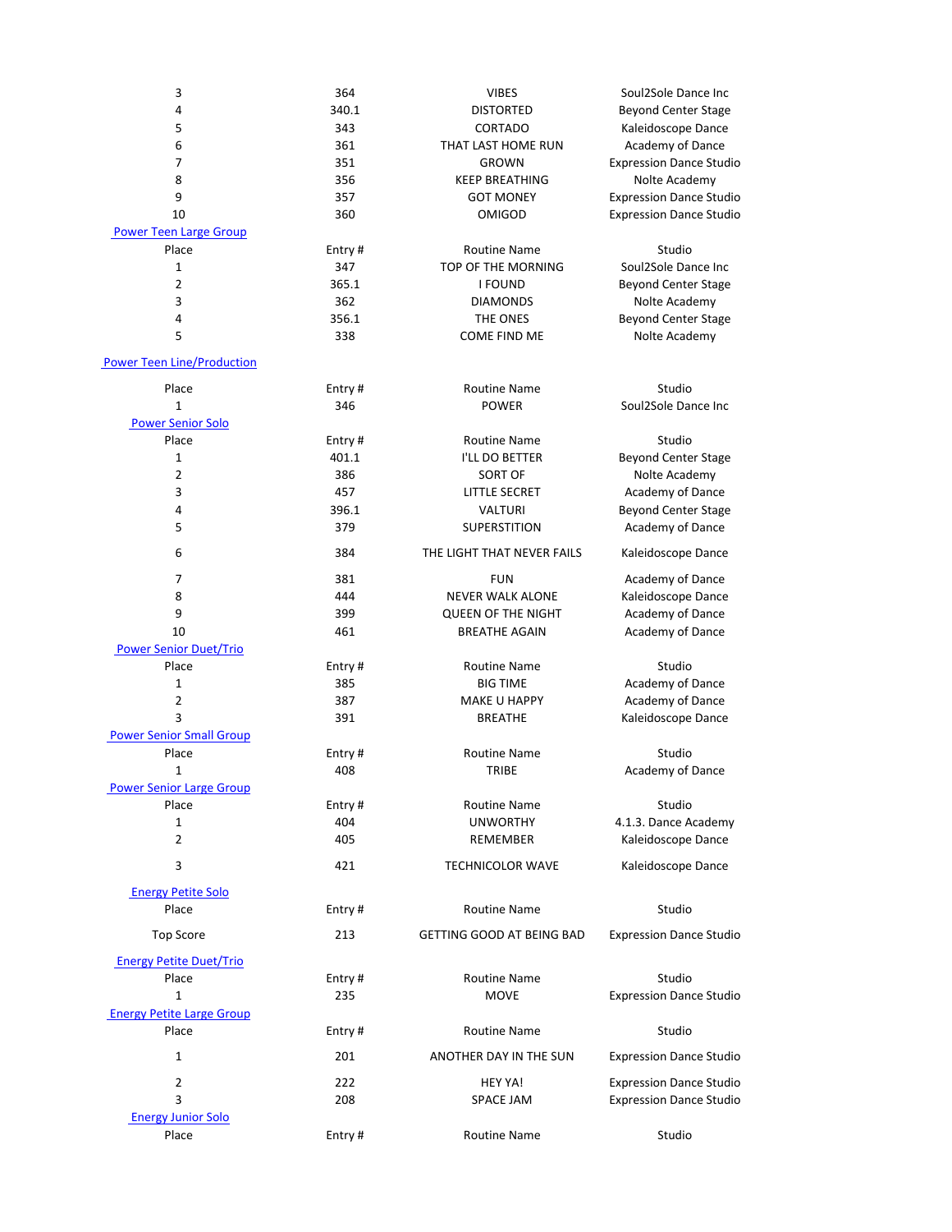| Place | Entry # | Routine Name | Studio |
|---|---|---|---|
| 3 | 364 | VIBES | Soul2Sole Dance Inc |
| 4 | 340.1 | DISTORTED | Beyond Center Stage |
| 5 | 343 | CORTADO | Kaleidoscope Dance |
| 6 | 361 | THAT LAST HOME RUN | Academy of Dance |
| 7 | 351 | GROWN | Expression Dance Studio |
| 8 | 356 | KEEP BREATHING | Nolte Academy |
| 9 | 357 | GOT MONEY | Expression Dance Studio |
| 10 | 360 | OMIGOD | Expression Dance Studio |

## Power Teen Large Group

| Place | Entry # | Routine Name | Studio |
|---|---|---|---|
| 1 | 347 | TOP OF THE MORNING | Soul2Sole Dance Inc |
| 2 | 365.1 | I FOUND | Beyond Center Stage |
| 3 | 362 | DIAMONDS | Nolte Academy |
| 4 | 356.1 | THE ONES | Beyond Center Stage |
| 5 | 338 | COME FIND ME | Nolte Academy |

## Power Teen Line/Production

| Place | Entry # | Routine Name | Studio |
|---|---|---|---|
| 1 | 346 | POWER | Soul2Sole Dance Inc |

## Power Senior Solo

| Place | Entry # | Routine Name | Studio |
|---|---|---|---|
| 1 | 401.1 | I'LL DO BETTER | Beyond Center Stage |
| 2 | 386 | SORT OF | Nolte Academy |
| 3 | 457 | LITTLE SECRET | Academy of Dance |
| 4 | 396.1 | VALTURI | Beyond Center Stage |
| 5 | 379 | SUPERSTITION | Academy of Dance |
| 6 | 384 | THE LIGHT THAT NEVER FAILS | Kaleidoscope Dance |
| 7 | 381 | FUN | Academy of Dance |
| 8 | 444 | NEVER WALK ALONE | Kaleidoscope Dance |
| 9 | 399 | QUEEN OF THE NIGHT | Academy of Dance |
| 10 | 461 | BREATHE AGAIN | Academy of Dance |

## Power Senior Duet/Trio

| Place | Entry # | Routine Name | Studio |
|---|---|---|---|
| 1 | 385 | BIG TIME | Academy of Dance |
| 2 | 387 | MAKE U HAPPY | Academy of Dance |
| 3 | 391 | BREATHE | Kaleidoscope Dance |

## Power Senior Small Group

| Place | Entry # | Routine Name | Studio |
|---|---|---|---|
| 1 | 408 | TRIBE | Academy of Dance |

## Power Senior Large Group

| Place | Entry # | Routine Name | Studio |
|---|---|---|---|
| 1 | 404 | UNWORTHY | 4.1.3. Dance Academy |
| 2 | 405 | REMEMBER | Kaleidoscope Dance |
| 3 | 421 | TECHNICOLOR WAVE | Kaleidoscope Dance |

## Energy Petite Solo

| Place | Entry # | Routine Name | Studio |
|---|---|---|---|
| Top Score | 213 | GETTING GOOD AT BEING BAD | Expression Dance Studio |

## Energy Petite Duet/Trio

| Place | Entry # | Routine Name | Studio |
|---|---|---|---|
| 1 | 235 | MOVE | Expression Dance Studio |

## Energy Petite Large Group

| Place | Entry # | Routine Name | Studio |
|---|---|---|---|
| 1 | 201 | ANOTHER DAY IN THE SUN | Expression Dance Studio |
| 2 | 222 | HEY YA! | Expression Dance Studio |
| 3 | 208 | SPACE JAM | Expression Dance Studio |

## Energy Junior Solo

| Place | Entry # | Routine Name | Studio |
|---|---|---|---|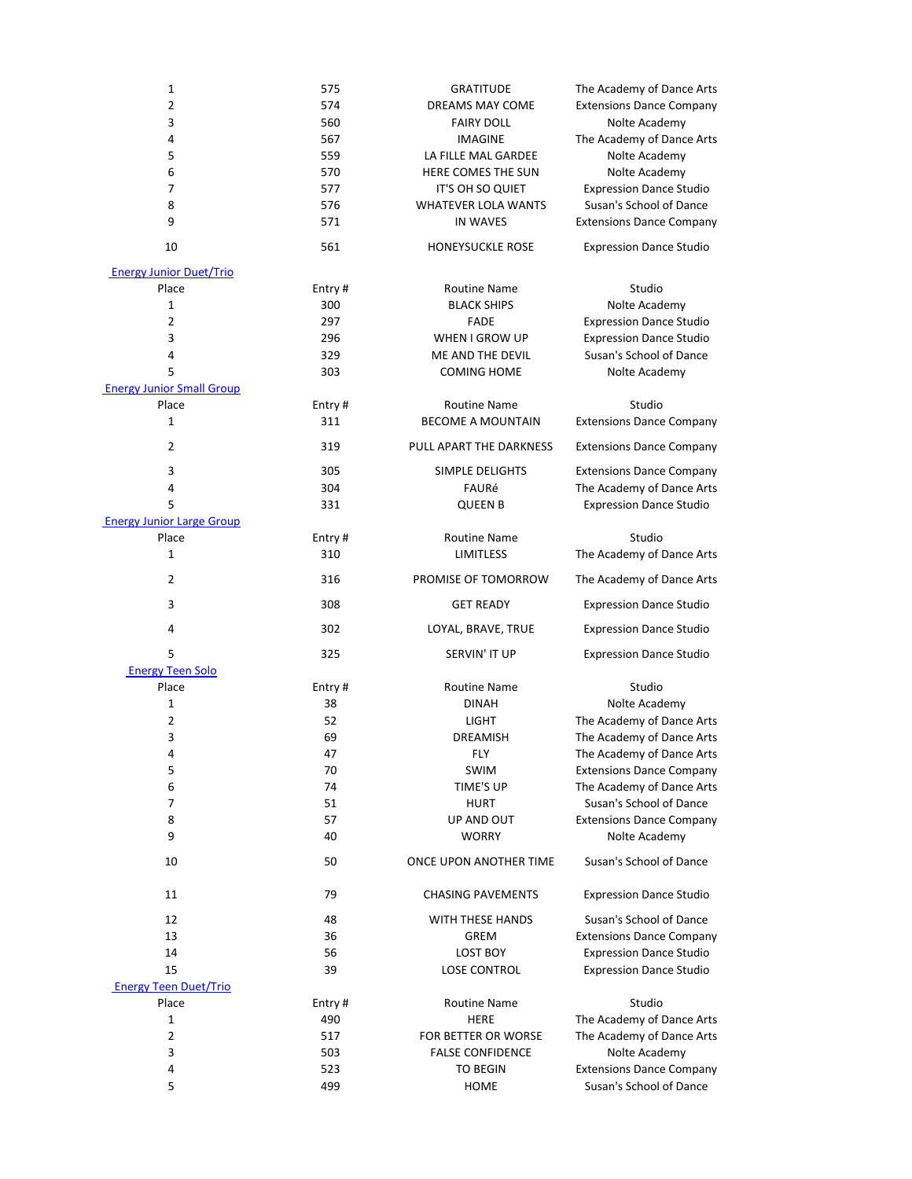| | | | |
|---|---|---|---|
| 1 | 575 | GRATITUDE | The Academy of Dance Arts |
| 2 | 574 | DREAMS MAY COME | Extensions Dance Company |
| 3 | 560 | FAIRY DOLL | Nolte Academy |
| 4 | 567 | IMAGINE | The Academy of Dance Arts |
| 5 | 559 | LA FILLE MAL GARDEE | Nolte Academy |
| 6 | 570 | HERE COMES THE SUN | Nolte Academy |
| 7 | 577 | IT'S OH SO QUIET | Expression Dance Studio |
| 8 | 576 | WHATEVER LOLA WANTS | Susan's School of Dance |
| 9 | 571 | IN WAVES | Extensions Dance Company |
| 10 | 561 | HONEYSUCKLE ROSE | Expression Dance Studio |

## Energy Junior Duet/Trio

| Place | Entry # | Routine Name | Studio |
|---|---|---|---|
| 1 | 300 | BLACK SHIPS | Nolte Academy |
| 2 | 297 | FADE | Expression Dance Studio |
| 3 | 296 | WHEN I GROW UP | Expression Dance Studio |
| 4 | 329 | ME AND THE DEVIL | Susan's School of Dance |
| 5 | 303 | COMING HOME | Nolte Academy |

## Energy Junior Small Group

| Place | Entry # | Routine Name | Studio |
|---|---|---|---|
| 1 | 311 | BECOME A MOUNTAIN | Extensions Dance Company |
| 2 | 319 | PULL APART THE DARKNESS | Extensions Dance Company |
| 3 | 305 | SIMPLE DELIGHTS | Extensions Dance Company |
| 4 | 304 | FAURé | The Academy of Dance Arts |
| 5 | 331 | QUEEN B | Expression Dance Studio |

## Energy Junior Large Group

| Place | Entry # | Routine Name | Studio |
|---|---|---|---|
| 1 | 310 | LIMITLESS | The Academy of Dance Arts |
| 2 | 316 | PROMISE OF TOMORROW | The Academy of Dance Arts |
| 3 | 308 | GET READY | Expression Dance Studio |
| 4 | 302 | LOYAL, BRAVE, TRUE | Expression Dance Studio |
| 5 | 325 | SERVIN' IT UP | Expression Dance Studio |

## Energy Teen Solo

| Place | Entry # | Routine Name | Studio |
|---|---|---|---|
| 1 | 38 | DINAH | Nolte Academy |
| 2 | 52 | LIGHT | The Academy of Dance Arts |
| 3 | 69 | DREAMISH | The Academy of Dance Arts |
| 4 | 47 | FLY | The Academy of Dance Arts |
| 5 | 70 | SWIM | Extensions Dance Company |
| 6 | 74 | TIME'S UP | The Academy of Dance Arts |
| 7 | 51 | HURT | Susan's School of Dance |
| 8 | 57 | UP AND OUT | Extensions Dance Company |
| 9 | 40 | WORRY | Nolte Academy |
| 10 | 50 | ONCE UPON ANOTHER TIME | Susan's School of Dance |
| 11 | 79 | CHASING PAVEMENTS | Expression Dance Studio |
| 12 | 48 | WITH THESE HANDS | Susan's School of Dance |
| 13 | 36 | GREM | Extensions Dance Company |
| 14 | 56 | LOST BOY | Expression Dance Studio |
| 15 | 39 | LOSE CONTROL | Expression Dance Studio |

## Energy Teen Duet/Trio

| Place | Entry # | Routine Name | Studio |
|---|---|---|---|
| 1 | 490 | HERE | The Academy of Dance Arts |
| 2 | 517 | FOR BETTER OR WORSE | The Academy of Dance Arts |
| 3 | 503 | FALSE CONFIDENCE | Nolte Academy |
| 4 | 523 | TO BEGIN | Extensions Dance Company |
| 5 | 499 | HOME | Susan's School of Dance |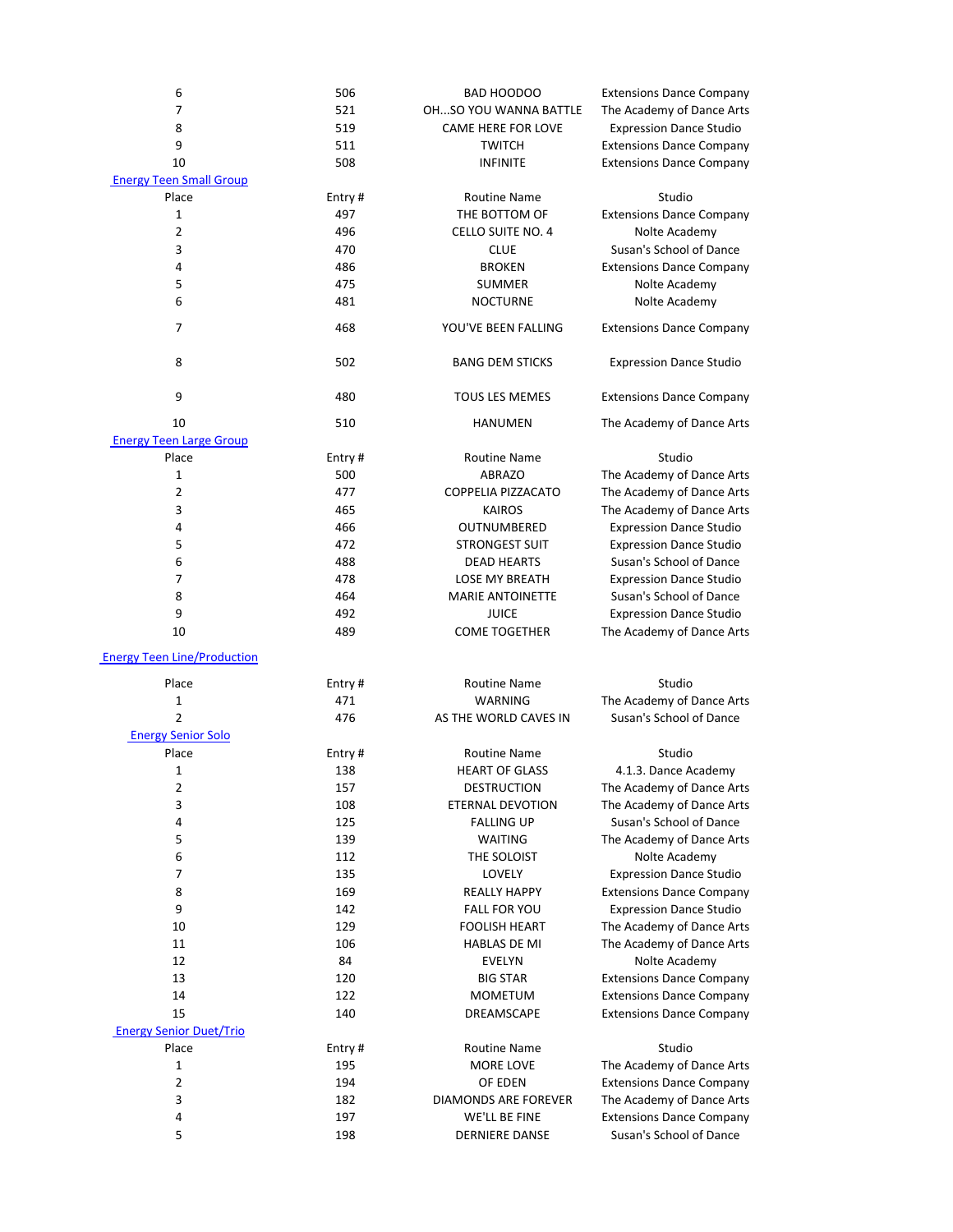| Place | Entry # | Routine Name | Studio |
|---|---|---|---|
| 6 | 506 | BAD HOODOO | Extensions Dance Company |
| 7 | 521 | OH...SO YOU WANNA BATTLE | The Academy of Dance Arts |
| 8 | 519 | CAME HERE FOR LOVE | Expression Dance Studio |
| 9 | 511 | TWITCH | Extensions Dance Company |
| 10 | 508 | INFINITE | Extensions Dance Company |

## Energy Teen Small Group

| Place | Entry # | Routine Name | Studio |
|---|---|---|---|
| 1 | 497 | THE BOTTOM OF | Extensions Dance Company |
| 2 | 496 | CELLO SUITE NO. 4 | Nolte Academy |
| 3 | 470 | CLUE | Susan's School of Dance |
| 4 | 486 | BROKEN | Extensions Dance Company |
| 5 | 475 | SUMMER | Nolte Academy |
| 6 | 481 | NOCTURNE | Nolte Academy |
| 7 | 468 | YOU'VE BEEN FALLING | Extensions Dance Company |
| 8 | 502 | BANG DEM STICKS | Expression Dance Studio |
| 9 | 480 | TOUS LES MEMES | Extensions Dance Company |
| 10 | 510 | HANUMEN | The Academy of Dance Arts |

## Energy Teen Large Group

| Place | Entry # | Routine Name | Studio |
|---|---|---|---|
| 1 | 500 | ABRAZO | The Academy of Dance Arts |
| 2 | 477 | COPPELIA PIZZACATO | The Academy of Dance Arts |
| 3 | 465 | KAIROS | The Academy of Dance Arts |
| 4 | 466 | OUTNUMBERED | Expression Dance Studio |
| 5 | 472 | STRONGEST SUIT | Expression Dance Studio |
| 6 | 488 | DEAD HEARTS | Susan's School of Dance |
| 7 | 478 | LOSE MY BREATH | Expression Dance Studio |
| 8 | 464 | MARIE ANTOINETTE | Susan's School of Dance |
| 9 | 492 | JUICE | Expression Dance Studio |
| 10 | 489 | COME TOGETHER | The Academy of Dance Arts |

## Energy Teen Line/Production

| Place | Entry # | Routine Name | Studio |
|---|---|---|---|
| 1 | 471 | WARNING | The Academy of Dance Arts |
| 2 | 476 | AS THE WORLD CAVES IN | Susan's School of Dance |

## Energy Senior Solo

| Place | Entry # | Routine Name | Studio |
|---|---|---|---|
| 1 | 138 | HEART OF GLASS | 4.1.3. Dance Academy |
| 2 | 157 | DESTRUCTION | The Academy of Dance Arts |
| 3 | 108 | ETERNAL DEVOTION | The Academy of Dance Arts |
| 4 | 125 | FALLING UP | Susan's School of Dance |
| 5 | 139 | WAITING | The Academy of Dance Arts |
| 6 | 112 | THE SOLOIST | Nolte Academy |
| 7 | 135 | LOVELY | Expression Dance Studio |
| 8 | 169 | REALLY HAPPY | Extensions Dance Company |
| 9 | 142 | FALL FOR YOU | Expression Dance Studio |
| 10 | 129 | FOOLISH HEART | The Academy of Dance Arts |
| 11 | 106 | HABLAS DE MI | The Academy of Dance Arts |
| 12 | 84 | EVELYN | Nolte Academy |
| 13 | 120 | BIG STAR | Extensions Dance Company |
| 14 | 122 | MOMETUM | Extensions Dance Company |
| 15 | 140 | DREAMSCAPE | Extensions Dance Company |

## Energy Senior Duet/Trio

| Place | Entry # | Routine Name | Studio |
|---|---|---|---|
| 1 | 195 | MORE LOVE | The Academy of Dance Arts |
| 2 | 194 | OF EDEN | Extensions Dance Company |
| 3 | 182 | DIAMONDS ARE FOREVER | The Academy of Dance Arts |
| 4 | 197 | WE'LL BE FINE | Extensions Dance Company |
| 5 | 198 | DERNIERE DANSE | Susan's School of Dance |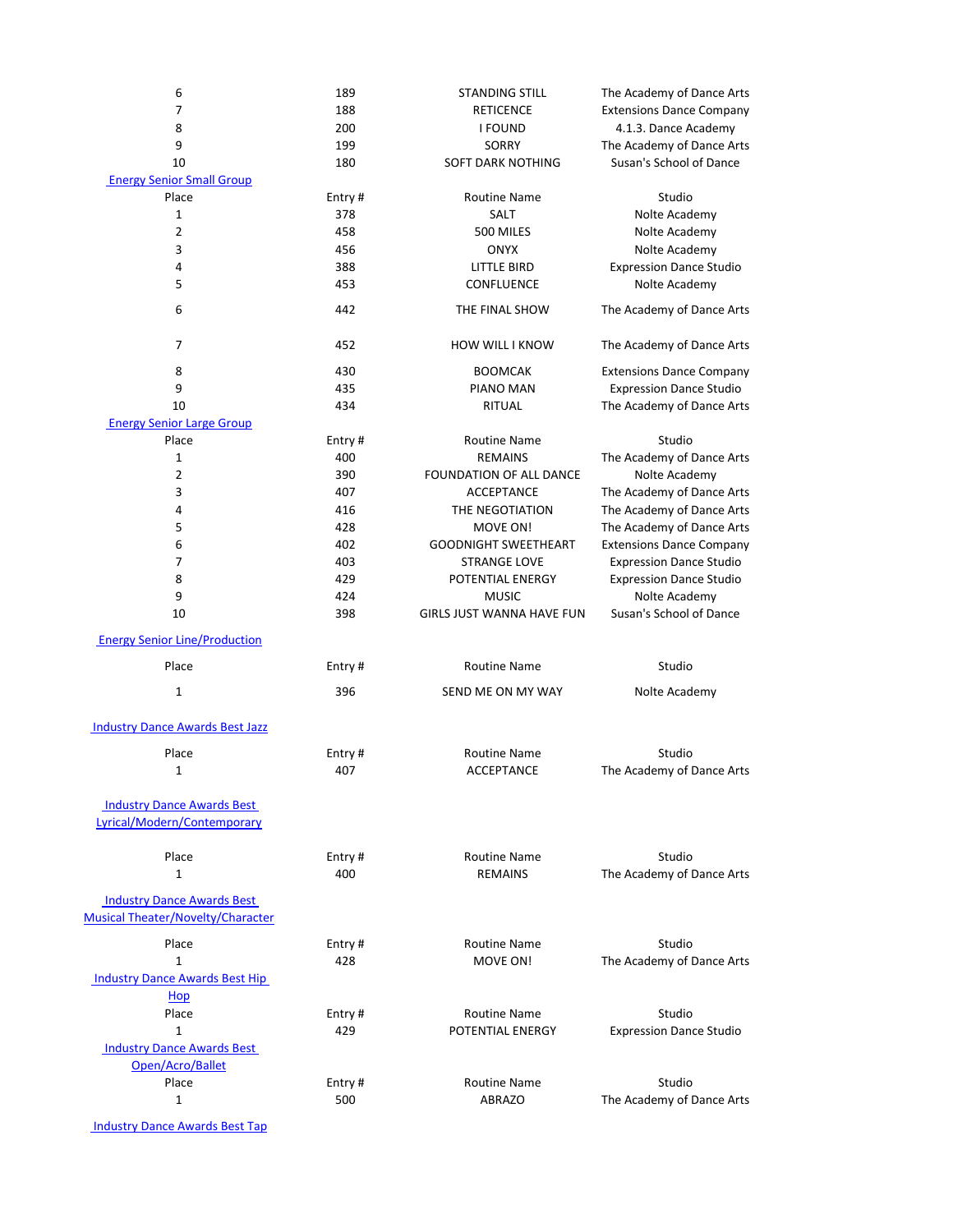| Place | Entry # | Routine Name | Studio |
| --- | --- | --- | --- |
| 6 | 189 | STANDING STILL | The Academy of Dance Arts |
| 7 | 188 | RETICENCE | Extensions Dance Company |
| 8 | 200 | I FOUND | 4.1.3. Dance Academy |
| 9 | 199 | SORRY | The Academy of Dance Arts |
| 10 | 180 | SOFT DARK NOTHING | Susan's School of Dance |

Energy Senior Small Group

| Place | Entry # | Routine Name | Studio |
| --- | --- | --- | --- |
| 1 | 378 | SALT | Nolte Academy |
| 2 | 458 | 500 MILES | Nolte Academy |
| 3 | 456 | ONYX | Nolte Academy |
| 4 | 388 | LITTLE BIRD | Expression Dance Studio |
| 5 | 453 | CONFLUENCE | Nolte Academy |
| 6 | 442 | THE FINAL SHOW | The Academy of Dance Arts |
| 7 | 452 | HOW WILL I KNOW | The Academy of Dance Arts |
| 8 | 430 | BOOMCAK | Extensions Dance Company |
| 9 | 435 | PIANO MAN | Expression Dance Studio |
| 10 | 434 | RITUAL | The Academy of Dance Arts |

Energy Senior Large Group

| Place | Entry # | Routine Name | Studio |
| --- | --- | --- | --- |
| 1 | 400 | REMAINS | The Academy of Dance Arts |
| 2 | 390 | FOUNDATION OF ALL DANCE | Nolte Academy |
| 3 | 407 | ACCEPTANCE | The Academy of Dance Arts |
| 4 | 416 | THE NEGOTIATION | The Academy of Dance Arts |
| 5 | 428 | MOVE ON! | The Academy of Dance Arts |
| 6 | 402 | GOODNIGHT SWEETHEART | Extensions Dance Company |
| 7 | 403 | STRANGE LOVE | Expression Dance Studio |
| 8 | 429 | POTENTIAL ENERGY | Expression Dance Studio |
| 9 | 424 | MUSIC | Nolte Academy |
| 10 | 398 | GIRLS JUST WANNA HAVE FUN | Susan's School of Dance |

Energy Senior Line/Production

| Place | Entry # | Routine Name | Studio |
| --- | --- | --- | --- |
| 1 | 396 | SEND ME ON MY WAY | Nolte Academy |

Industry Dance Awards Best Jazz

| Place | Entry # | Routine Name | Studio |
| --- | --- | --- | --- |
| 1 | 407 | ACCEPTANCE | The Academy of Dance Arts |

Industry Dance Awards Best Lyrical/Modern/Contemporary

| Place | Entry # | Routine Name | Studio |
| --- | --- | --- | --- |
| 1 | 400 | REMAINS | The Academy of Dance Arts |

Industry Dance Awards Best Musical Theater/Novelty/Character

| Place | Entry # | Routine Name | Studio |
| --- | --- | --- | --- |
| 1 | 428 | MOVE ON! | The Academy of Dance Arts |

Industry Dance Awards Best Hip Hop

| Place | Entry # | Routine Name | Studio |
| --- | --- | --- | --- |
| 1 | 429 | POTENTIAL ENERGY | Expression Dance Studio |

Industry Dance Awards Best Open/Acro/Ballet

| Place | Entry # | Routine Name | Studio |
| --- | --- | --- | --- |
| 1 | 500 | ABRAZO | The Academy of Dance Arts |

Industry Dance Awards Best Tap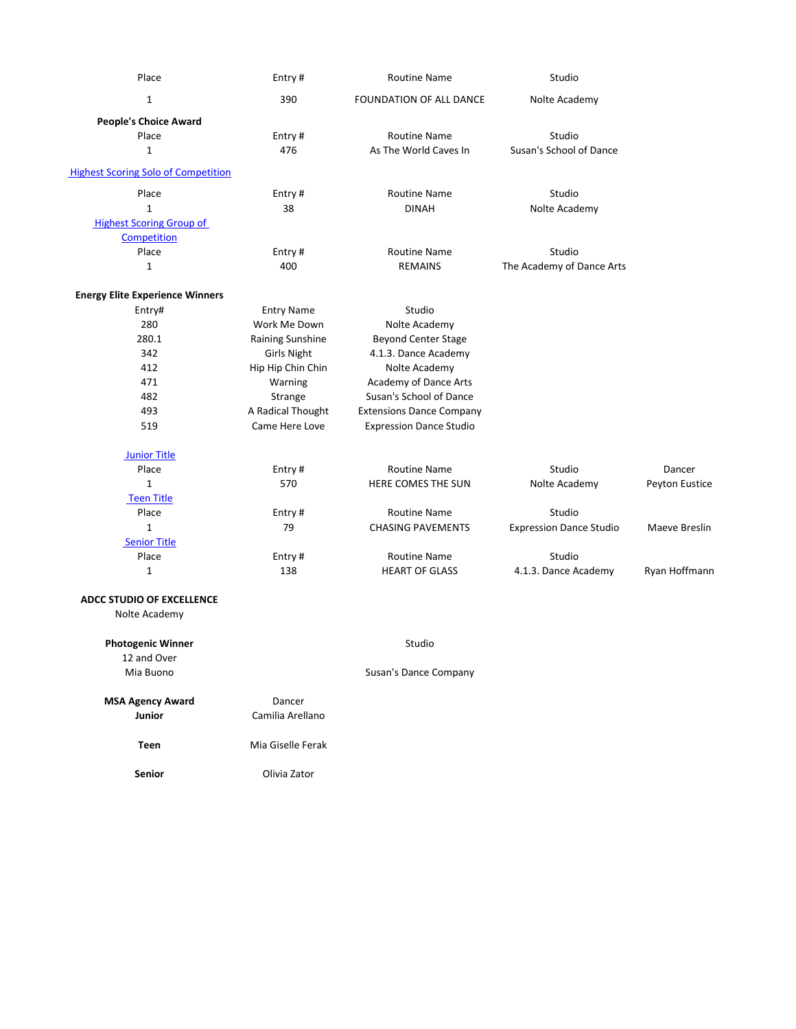| Place | Entry # | Routine Name | Studio |
|---|---|---|---|
| 1 | 390 | FOUNDATION OF ALL DANCE | Nolte Academy |

**People's Choice Award**

| Place | Entry # | Routine Name | Studio |
|---|---|---|---|
| 1 | 476 | As The World Caves In | Susan's School of Dance |

Highest Scoring Solo of Competition

| Place | Entry # | Routine Name | Studio |
|---|---|---|---|
| 1 | 38 | DINAH | Nolte Academy |

Highest Scoring Group of Competition

| Place | Entry # | Routine Name | Studio |
|---|---|---|---|
| 1 | 400 | REMAINS | The Academy of Dance Arts |

**Energy Elite Experience Winners**

| Entry# | Entry Name | Studio |
|---|---|---|
| 280 | Work Me Down | Nolte Academy |
| 280.1 | Raining Sunshine | Beyond Center Stage |
| 342 | Girls Night | 4.1.3. Dance Academy |
| 412 | Hip Hip Chin Chin | Nolte Academy |
| 471 | Warning | Academy of Dance Arts |
| 482 | Strange | Susan's School of Dance |
| 493 | A Radical Thought | Extensions Dance Company |
| 519 | Came Here Love | Expression Dance Studio |

Junior Title

| Place | Entry # | Routine Name | Studio | Dancer |
|---|---|---|---|---|
| 1 | 570 | HERE COMES THE SUN | Nolte Academy | Peyton Eustice |

Teen Title

| Place | Entry # | Routine Name | Studio | |
|---|---|---|---|---|
| 1 | 79 | CHASING PAVEMENTS | Expression Dance Studio | Maeve Breslin |

Senior Title

| Place | Entry # | Routine Name | Studio | |
|---|---|---|---|---|
| 1 | 138 | HEART OF GLASS | 4.1.3. Dance Academy | Ryan Hoffmann |

**ADCC STUDIO OF EXCELLENCE**

Nolte Academy

| **Photogenic Winner** | Studio |
|---|---|
| 12 and Over | |
| Mia Buono | Susan's Dance Company |

| **MSA Agency Award** | Dancer |
|---|---|
| **Junior** | Camilia Arellano |
| **Teen** | Mia Giselle Ferak |
| **Senior** | Olivia Zator |